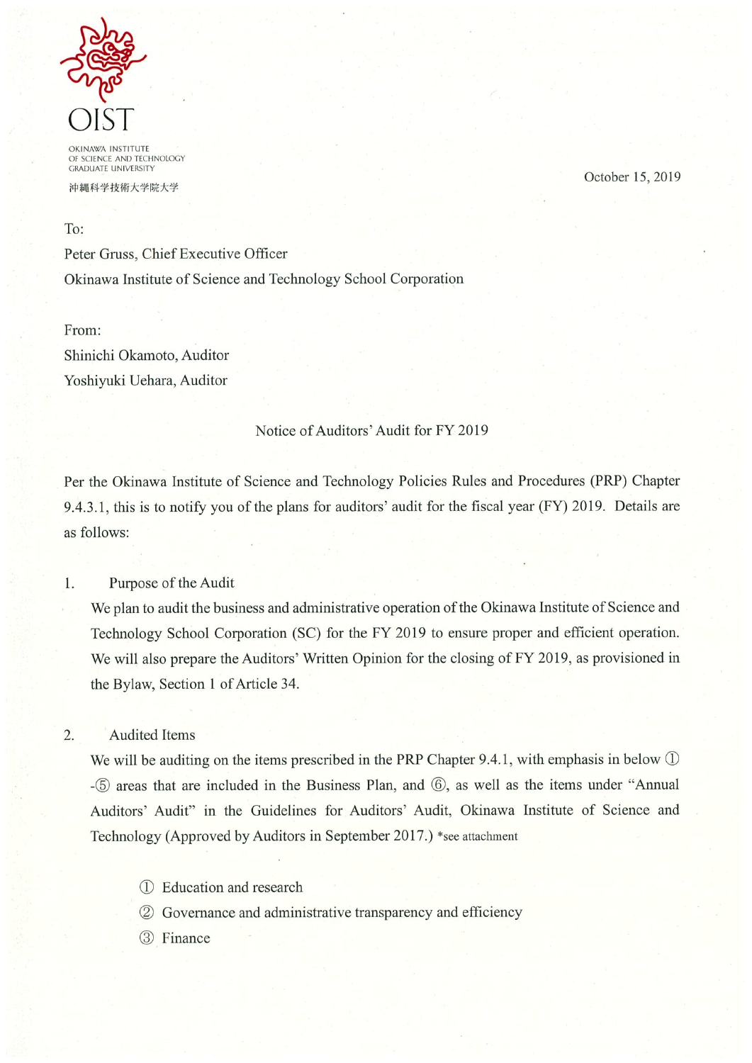OIST

OKINAWA INSTITUTE
OF SCIENCE AND TECHNOLOGY
GRADUATE UNIVERSITY

沖縄科学技術大学院大学

October 15, 2019

To:

Peter Gruss, Chief Executive Officer

Okinawa Institute of Science and Technology School Corporation

From:

Shinichi Okamoto, Auditor

Yoshiyuki Uehara, Auditor

Notice of Auditors' Audit for FY 2019

Per the Okinawa Institute of Science and Technology Policies Rules and Procedures (PRP) Chapter 9.4.3.1, this is to notify you of the plans for auditors' audit for the fiscal year (FY) 2019. Details are as follows:

1. Purpose of the Audit

   We plan to audit the business and administrative operation of the Okinawa Institute of Science and Technology School Corporation (SC) for the FY 2019 to ensure proper and efficient operation. We will also prepare the Auditors' Written Opinion for the closing of FY 2019, as provisioned in the Bylaw, Section 1 of Article 34.

2. Audited Items

   We will be auditing on the items prescribed in the PRP Chapter 9.4.1, with emphasis in below ① -⑤ areas that are included in the Business Plan, and ⑥, as well as the items under "Annual Auditors' Audit" in the Guidelines for Auditors' Audit, Okinawa Institute of Science and Technology (Approved by Auditors in September 2017.) *see attachment

   ① Education and research

   ② Governance and administrative transparency and efficiency

   ③ Finance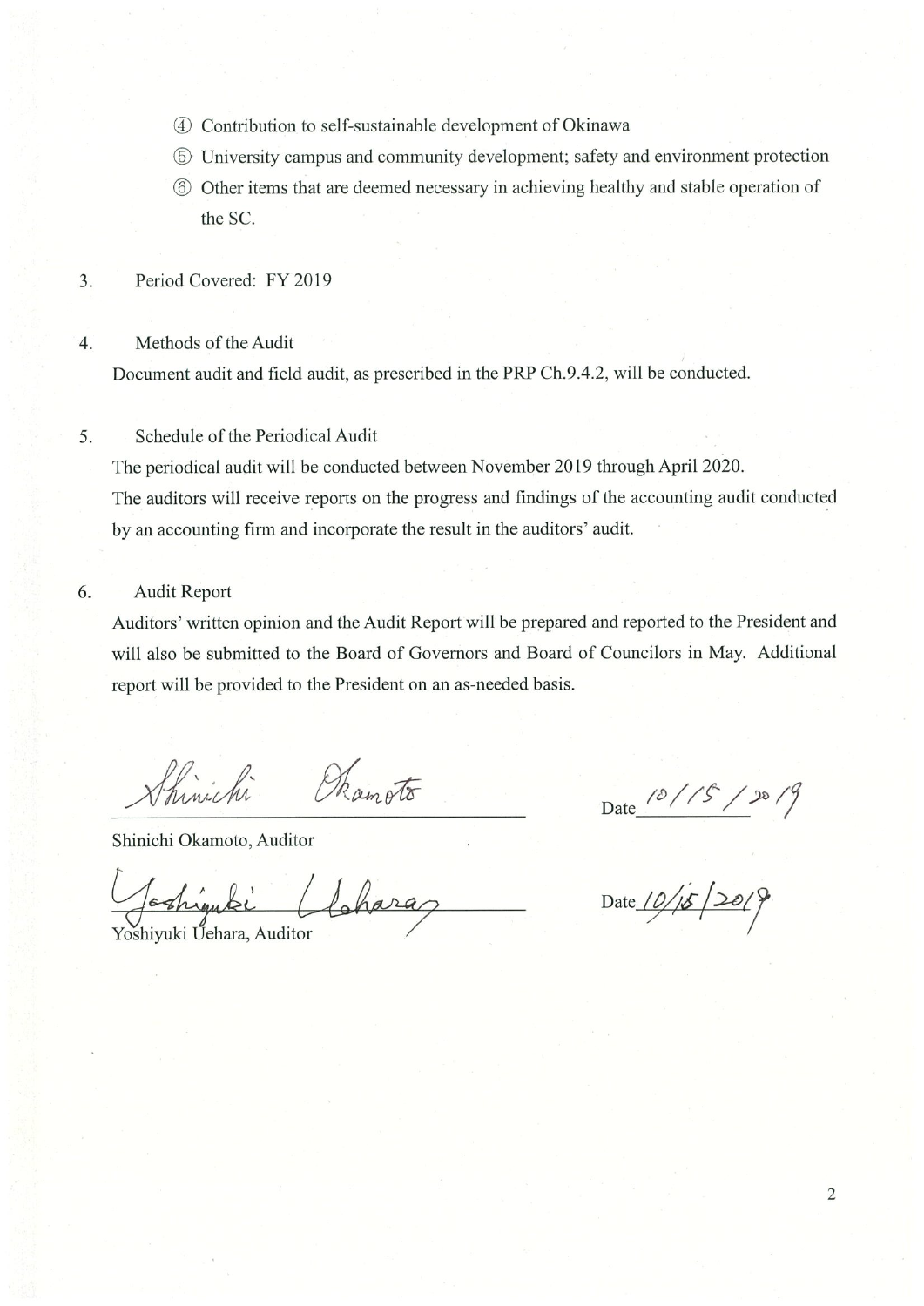④ Contribution to self-sustainable development of Okinawa

⑤ University campus and community development; safety and environment protection

⑥ Other items that are deemed necessary in achieving healthy and stable operation of the SC.

3. Period Covered: FY 2019

4. Methods of the Audit

Document audit and field audit, as prescribed in the PRP Ch.9.4.2, will be conducted.

5. Schedule of the Periodical Audit

The periodical audit will be conducted between November 2019 through April 2020.

The auditors will receive reports on the progress and findings of the accounting audit conducted by an accounting firm and incorporate the result in the auditors' audit.

6. Audit Report

Auditors' written opinion and the Audit Report will be prepared and reported to the President and will also be submitted to the Board of Governors and Board of Councilors in May. Additional report will be provided to the President on an as-needed basis.

Shinichi Okamoto, Auditor — Date 10/15/2019

Yoshiyuki Uehara, Auditor — Date 10/15/2019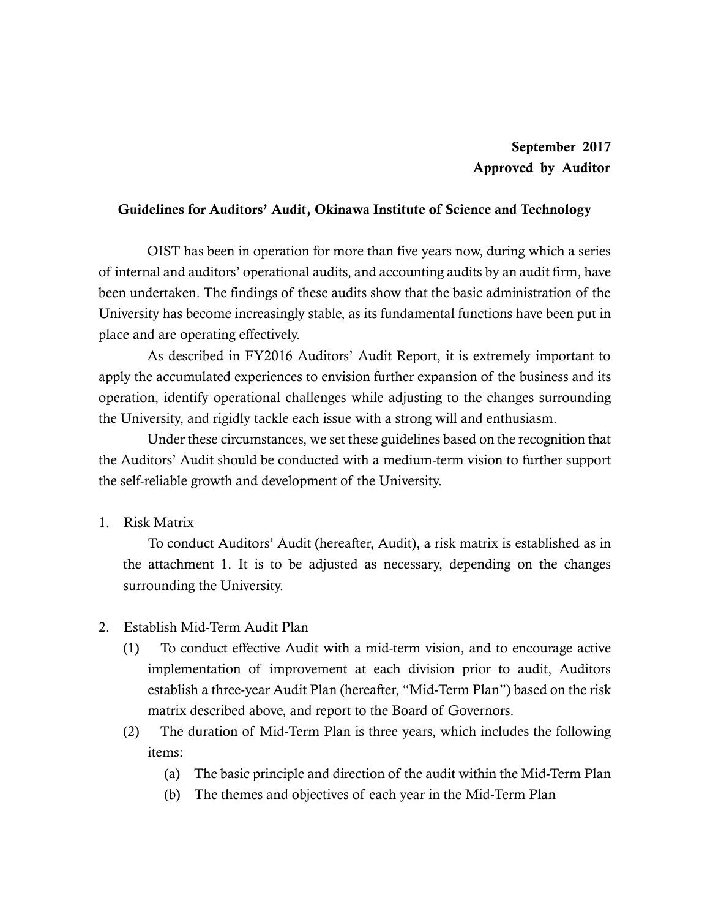**September 2017**
**Approved by Auditor**

**Guidelines for Auditors' Audit, Okinawa Institute of Science and Technology**

OIST has been in operation for more than five years now, during which a series of internal and auditors' operational audits, and accounting audits by an audit firm, have been undertaken. The findings of these audits show that the basic administration of the University has become increasingly stable, as its fundamental functions have been put in place and are operating effectively.

As described in FY2016 Auditors' Audit Report, it is extremely important to apply the accumulated experiences to envision further expansion of the business and its operation, identify operational challenges while adjusting to the changes surrounding the University, and rigidly tackle each issue with a strong will and enthusiasm.

Under these circumstances, we set these guidelines based on the recognition that the Auditors' Audit should be conducted with a medium-term vision to further support the self-reliable growth and development of the University.

1. Risk Matrix

   To conduct Auditors' Audit (hereafter, Audit), a risk matrix is established as in the attachment 1. It is to be adjusted as necessary, depending on the changes surrounding the University.

2. Establish Mid-Term Audit Plan
   (1) To conduct effective Audit with a mid-term vision, and to encourage active implementation of improvement at each division prior to audit, Auditors establish a three-year Audit Plan (hereafter, "Mid-Term Plan") based on the risk matrix described above, and report to the Board of Governors.
   (2) The duration of Mid-Term Plan is three years, which includes the following items:
      (a) The basic principle and direction of the audit within the Mid-Term Plan
      (b) The themes and objectives of each year in the Mid-Term Plan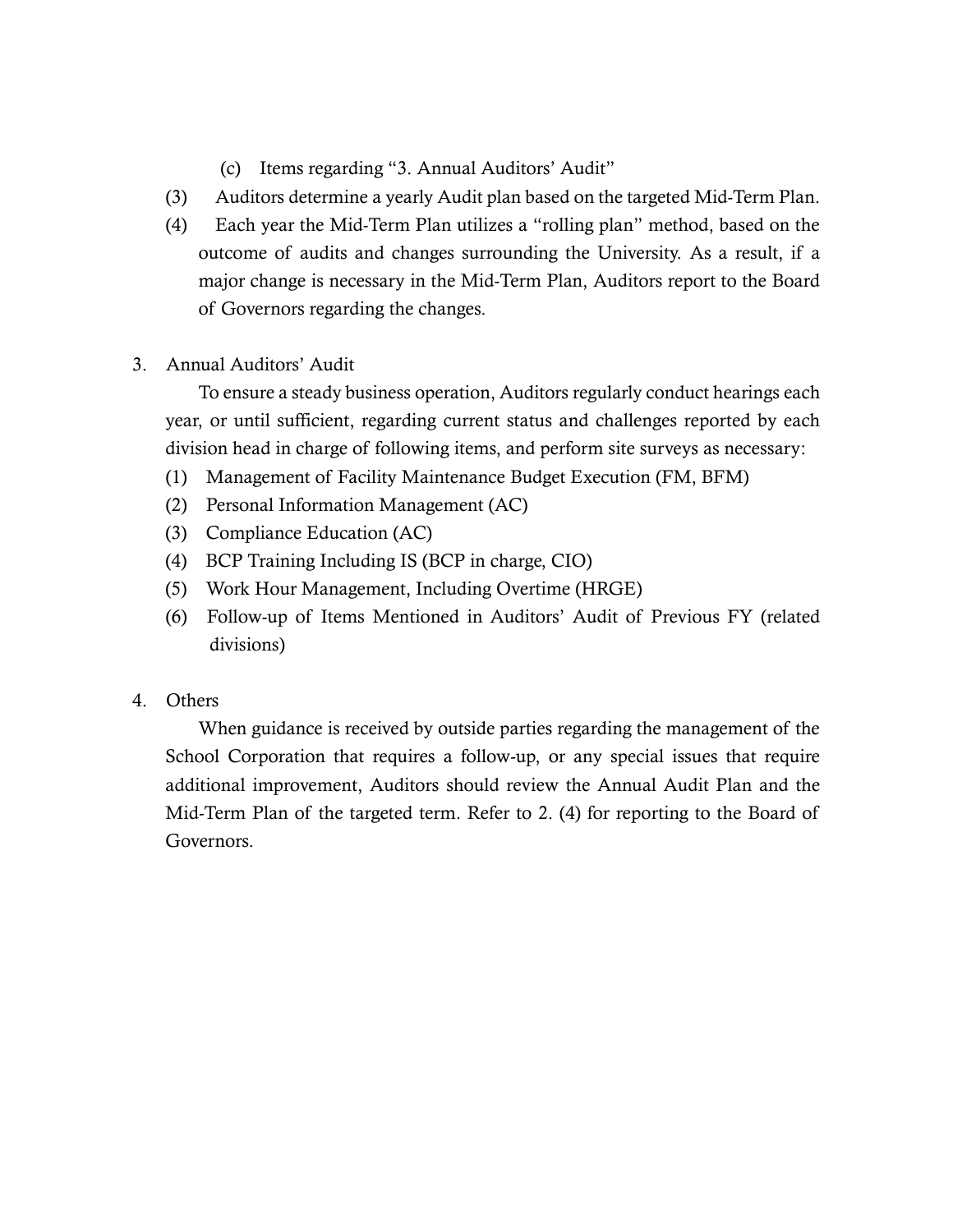(c) Items regarding "3. Annual Auditors' Audit"

(3) Auditors determine a yearly Audit plan based on the targeted Mid-Term Plan.

(4) Each year the Mid-Term Plan utilizes a "rolling plan" method, based on the outcome of audits and changes surrounding the University. As a result, if a major change is necessary in the Mid-Term Plan, Auditors report to the Board of Governors regarding the changes.

3. Annual Auditors' Audit

To ensure a steady business operation, Auditors regularly conduct hearings each year, or until sufficient, regarding current status and challenges reported by each division head in charge of following items, and perform site surveys as necessary:

(1) Management of Facility Maintenance Budget Execution (FM, BFM)
(2) Personal Information Management (AC)
(3) Compliance Education (AC)
(4) BCP Training Including IS (BCP in charge, CIO)
(5) Work Hour Management, Including Overtime (HRGE)
(6) Follow-up of Items Mentioned in Auditors' Audit of Previous FY (related divisions)

4. Others

When guidance is received by outside parties regarding the management of the School Corporation that requires a follow-up, or any special issues that require additional improvement, Auditors should review the Annual Audit Plan and the Mid-Term Plan of the targeted term. Refer to 2. (4) for reporting to the Board of Governors.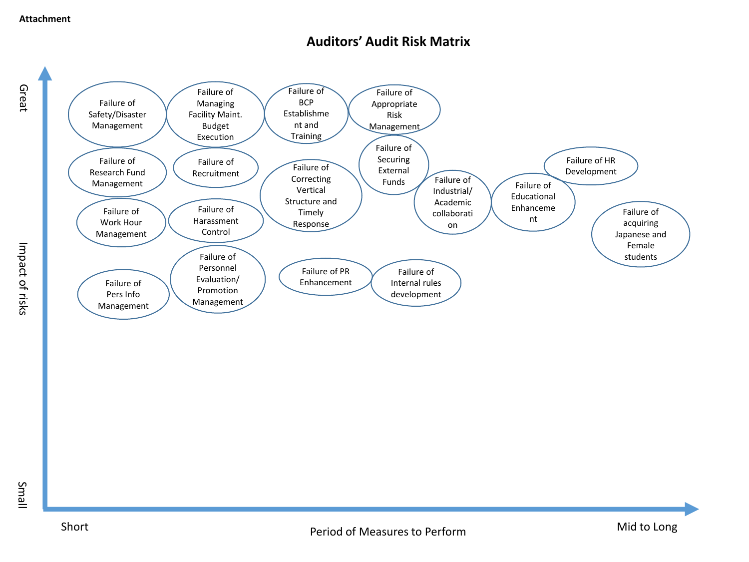Attachment

## Auditors' Audit Risk Matrix

Great

Impact of risks

Small

Short

Period of Measures to Perform

Mid to Long

Failure of Safety/Disaster Management

Failure of Managing Facility Maint. Budget Execution

Failure of BCP Establishment and Training

Failure of Appropriate Risk Management

Failure of Research Fund Management

Failure of Recruitment

Failure of Correcting Vertical Structure and Timely Response

Failure of Securing External Funds

Failure of Industrial/ Academic collaboration

Failure of Educational Enhancement

Failure of HR Development

Failure of Work Hour Management

Failure of Harassment Control

Failure of acquiring Japanese and Female students

Failure of Pers Info Management

Failure of Personnel Evaluation/ Promotion Management

Failure of PR Enhancement

Failure of Internal rules development